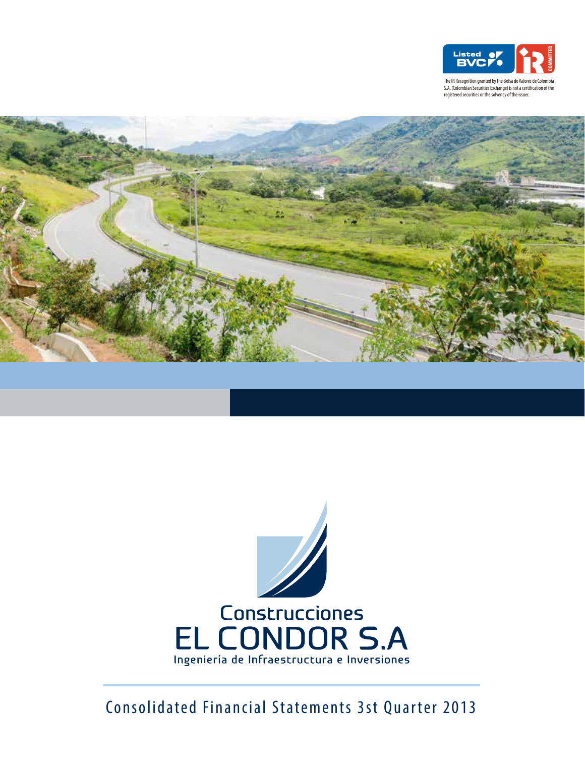Listed BVC

IR COMMITTED

The IR Recognition granted by the Bolsa de Valores de Colombia S.A. (Colombian Securities Exchange) is not a certification of the registered securities or the solvency of the issuer.

# Construcciones EL CONDOR S.A

Ingeniería de Infraestructura e Inversiones

## Consolidated Financial Statements 3st Quarter 2013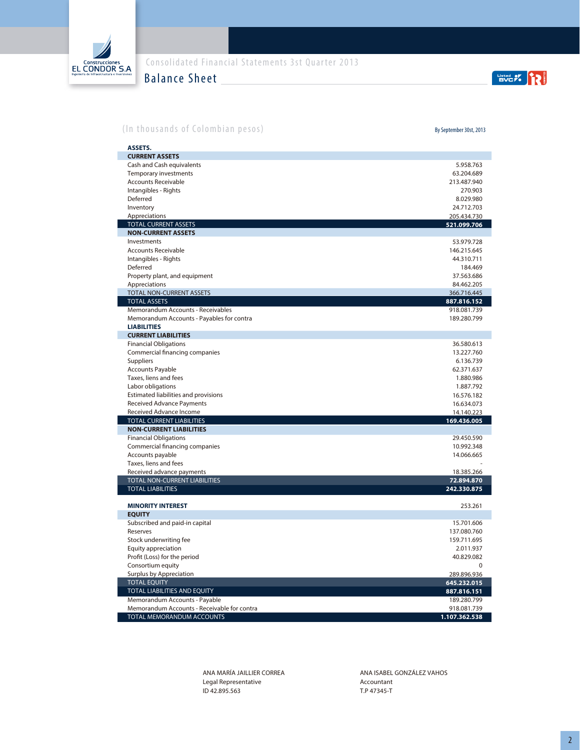Construcciones EL CONDOR S.A

Consolidated Financial Statements 3st Quarter 2013

# Balance Sheet

(In thousands of Colombian pesos)

| | By September 30st, 2013 |
|---|---|
| **ASSETS.** | |
| **CURRENT ASSETS** | |
| Cash and Cash equivalents | 5.958.763 |
| Temporary investments | 63.204.689 |
| Accounts Receivable | 213.487.940 |
| Intangibles - Rights | 270.903 |
| Deferred | 8.029.980 |
| Inventory | 24.712.703 |
| Appreciations | 205.434.730 |
| TOTAL CURRENT ASSETS | **521.099.706** |
| **NON-CURRENT ASSETS** | |
| Investments | 53.979.728 |
| Accounts Receivable | 146.215.645 |
| Intangibles - Rights | 44.310.711 |
| Deferred | 184.469 |
| Property plant, and equipment | 37.563.686 |
| Appreciations | 84.462.205 |
| TOTAL NON-CURRENT ASSETS | 366.716.445 |
| TOTAL ASSETS | **887.816.152** |
| Memorandum Accounts - Receivables | 918.081.739 |
| Memorandum Accounts - Payables for contra | 189.280.799 |
| **LIABILITIES** | |
| **CURRENT LIABILITIES** | |
| Financial Obligations | 36.580.613 |
| Commercial financing companies | 13.227.760 |
| Suppliers | 6.136.739 |
| Accounts Payable | 62.371.637 |
| Taxes, liens and fees | 1.880.986 |
| Labor obligations | 1.887.792 |
| Estimated liabilities and provisions | 16.576.182 |
| Received Advance Payments | 16.634.073 |
| Received Advance Income | 14.140.223 |
| TOTAL CURRENT LIABILITIES | **169.436.005** |
| **NON-CURRENT LIABILITIES** | |
| Financial Obligations | 29.450.590 |
| Commercial financing companies | 10.992.348 |
| Accounts payable | 14.066.665 |
| Taxes, liens and fees | - |
| Received advance payments | 18.385.266 |
| TOTAL NON-CURRENT LIABILITIES | **72.894.870** |
| TOTAL LIABILITIES | **242.330.875** |
| **MINORITY INTEREST** | 253.261 |
| **EQUITY** | |
| Subscribed and paid-in capital | 15.701.606 |
| Reserves | 137.080.760 |
| Stock underwriting fee | 159.711.695 |
| Equity appreciation | 2.011.937 |
| Profit (Loss) for the period | 40.829.082 |
| Consortium equity | 0 |
| Surplus by Appreciation | 289.896.936 |
| TOTAL EQUITY | **645.232.015** |
| TOTAL LIABILITIES AND EQUITY | **887.816.151** |
| Memorandum Accounts - Payable | 189.280.799 |
| Memorandum Accounts - Receivable for contra | 918.081.739 |
| TOTAL MEMORANDUM ACCOUNTS | **1.107.362.538** |

ANA MARÍA JAILLIER CORREA
Legal Representative
ID 42.895.563

ANA ISABEL GONZÁLEZ VAHOS
Accountant
T.P 47345-T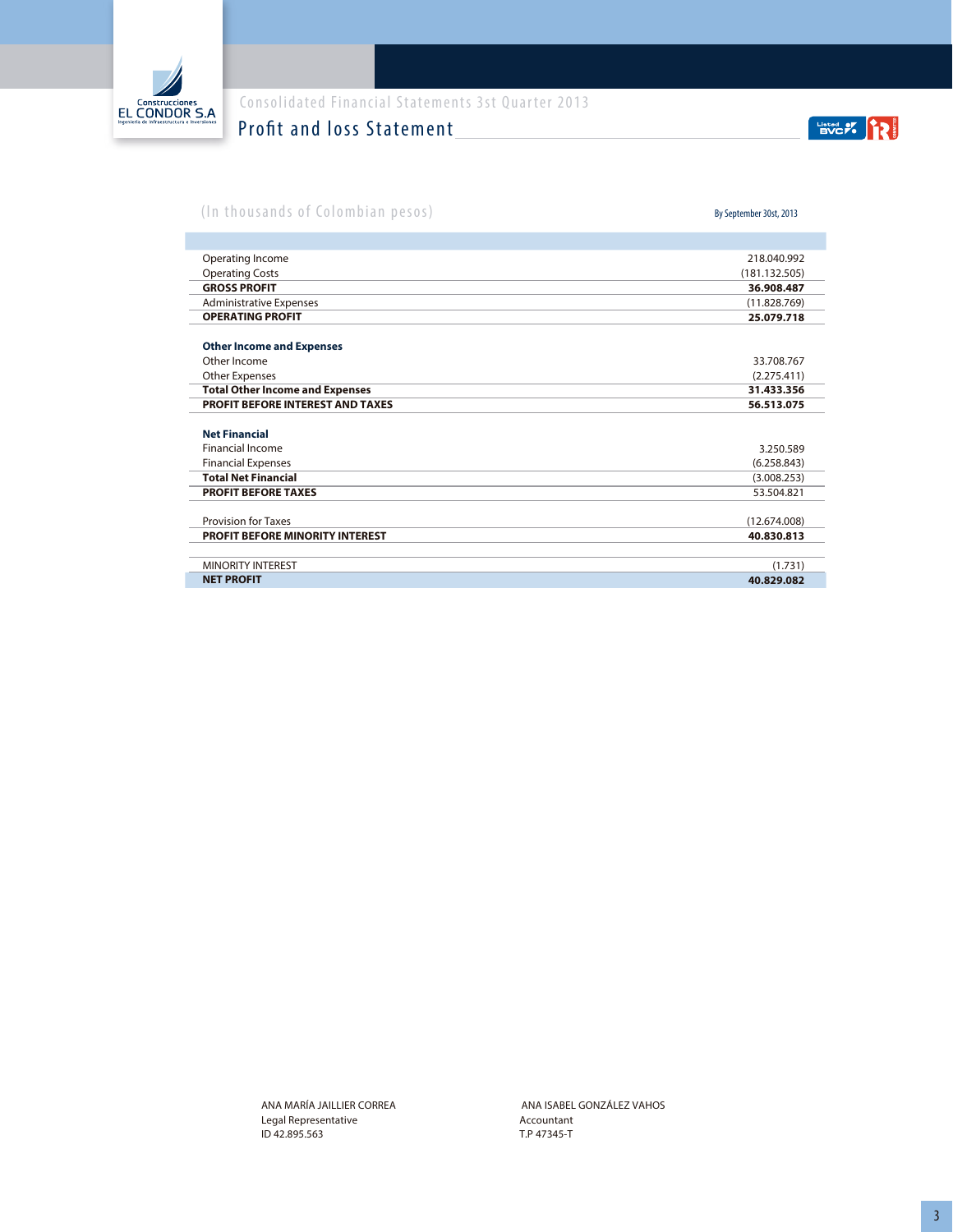Consolidated Financial Statements 3st Quarter 2013

## Profit and loss Statement

(In thousands of Colombian pesos)

| | By September 30st, 2013 |
|---|---|
| Operating Income | 218.040.992 |
| Operating Costs | (181.132.505) |
| **GROSS PROFIT** | **36.908.487** |
| Administrative Expenses | (11.828.769) |
| **OPERATING PROFIT** | **25.079.718** |
| | |
| **Other Income and Expenses** | |
| Other Income | 33.708.767 |
| Other Expenses | (2.275.411) |
| **Total Other Income and Expenses** | **31.433.356** |
| **PROFIT BEFORE INTEREST AND TAXES** | **56.513.075** |
| | |
| **Net Financial** | |
| Financial Income | 3.250.589 |
| Financial Expenses | (6.258.843) |
| **Total Net Financial** | (3.008.253) |
| **PROFIT BEFORE TAXES** | 53.504.821 |
| | |
| Provision for Taxes | (12.674.008) |
| **PROFIT BEFORE MINORITY INTEREST** | **40.830.813** |
| | |
| MINORITY INTEREST | (1.731) |
| **NET PROFIT** | **40.829.082** |

ANA MARÍA JAILLIER CORREA
Legal Representative
ID 42.895.563

ANA ISABEL GONZÁLEZ VAHOS
Accountant
T.P 47345-T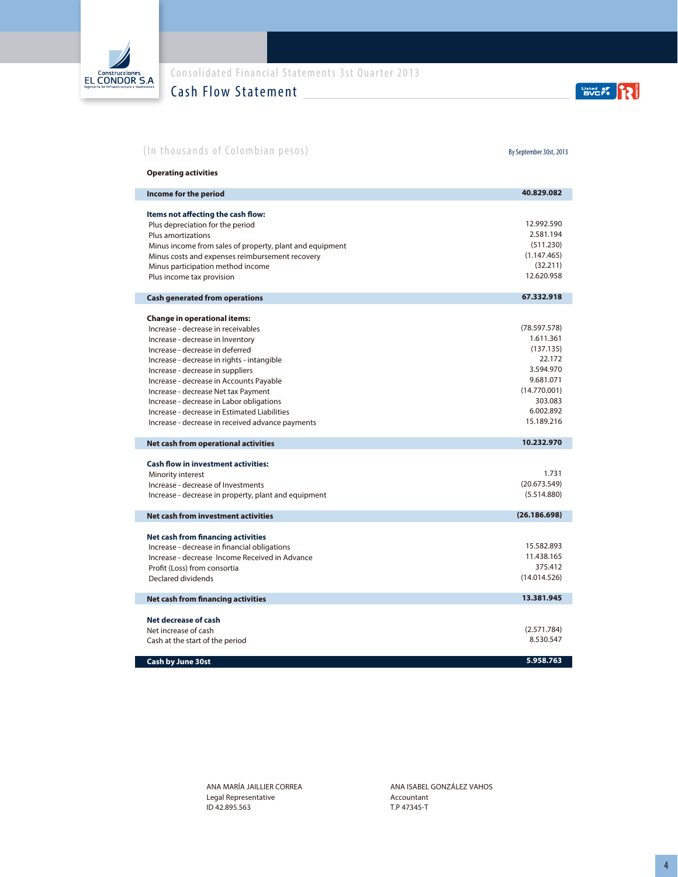Construcciones EL CONDOR S.A
Ingeniería de Infraestructura e Inversiones

Consolidated Financial Statements 3st Quarter 2013

# Cash Flow Statement

(In thousands of Colombian pesos)

| | By September 30st, 2013 |
|---|---|
| **Operating activities** | |
| **Income for the period** | **40.829.082** |
| **Items not affecting the cash flow:** | |
| Plus depreciation for the period | 12.992.590 |
| Plus amortizations | 2.581.194 |
| Minus income from sales of property, plant and equipment | (511.230) |
| Minus costs and expenses reimbursement recovery | (1.147.465) |
| Minus participation method income | (32.211) |
| Plus income tax provision | 12.620.958 |
| **Cash generated from operations** | **67.332.918** |
| **Change in operational items:** | |
| Increase - decrease in receivables | (78.597.578) |
| Increase - decrease in Inventory | 1.611.361 |
| Increase - decrease in deferred | (137.135) |
| Increase - decrease in rights - intangible | 22.172 |
| Increase - decrease in suppliers | 3.594.970 |
| Increase - decrease in Accounts Payable | 9.681.071 |
| Increase - decrease Net tax Payment | (14.770.001) |
| Increase - decrease in Labor obligations | 303.083 |
| Increase - decrease in Estimated Liabilities | 6.002.892 |
| Increase - decrease in received advance payments | 15.189.216 |
| **Net cash from operational activities** | **10.232.970** |
| **Cash flow in investment activities:** | |
| Minority interest | 1.731 |
| Increase - decrease of Investments | (20.673.549) |
| Increase - decrease in property, plant and equipment | (5.514.880) |
| **Net cash from investment activities** | **(26.186.698)** |
| **Net cash from financing activities** | |
| Increase - decrease in financial obligations | 15.582.893 |
| Increase - decrease Income Received in Advance | 11.438.165 |
| Profit (Loss) from consortia | 375.412 |
| Declared dividends | (14.014.526) |
| **Net cash from financing activities** | **13.381.945** |
| **Net decrease of cash** | |
| Net increase of cash | (2.571.784) |
| Cash at the start of the period | 8.530.547 |
| **Cash by June 30st** | **5.958.763** |

ANA MARÍA JAILLIER CORREA
Legal Representative
ID 42.895.563

ANA ISABEL GONZÁLEZ VAHOS
Accountant
T.P 47345-T